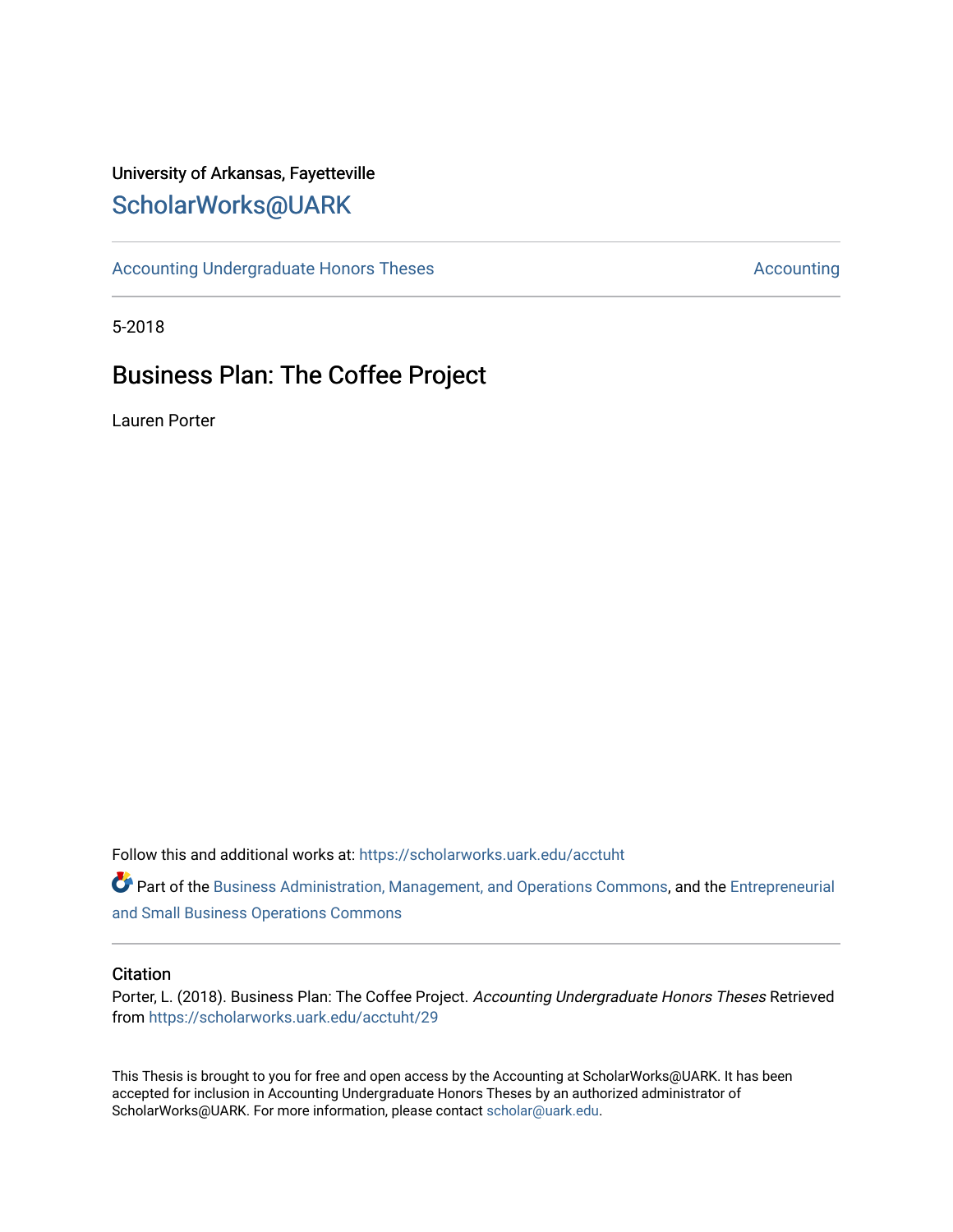University of Arkansas, Fayetteville

# ScholarWorks@UARK

Accounting Undergraduate Honors Theses | Accounting

5-2018

## Business Plan: The Coffee Project

Lauren Porter

Follow this and additional works at: https://scholarworks.uark.edu/acctuht

Part of the Business Administration, Management, and Operations Commons, and the Entrepreneurial and Small Business Operations Commons

### Citation

Porter, L. (2018). Business Plan: The Coffee Project. *Accounting Undergraduate Honors Theses* Retrieved from https://scholarworks.uark.edu/acctuht/29

This Thesis is brought to you for free and open access by the Accounting at ScholarWorks@UARK. It has been accepted for inclusion in Accounting Undergraduate Honors Theses by an authorized administrator of ScholarWorks@UARK. For more information, please contact scholar@uark.edu.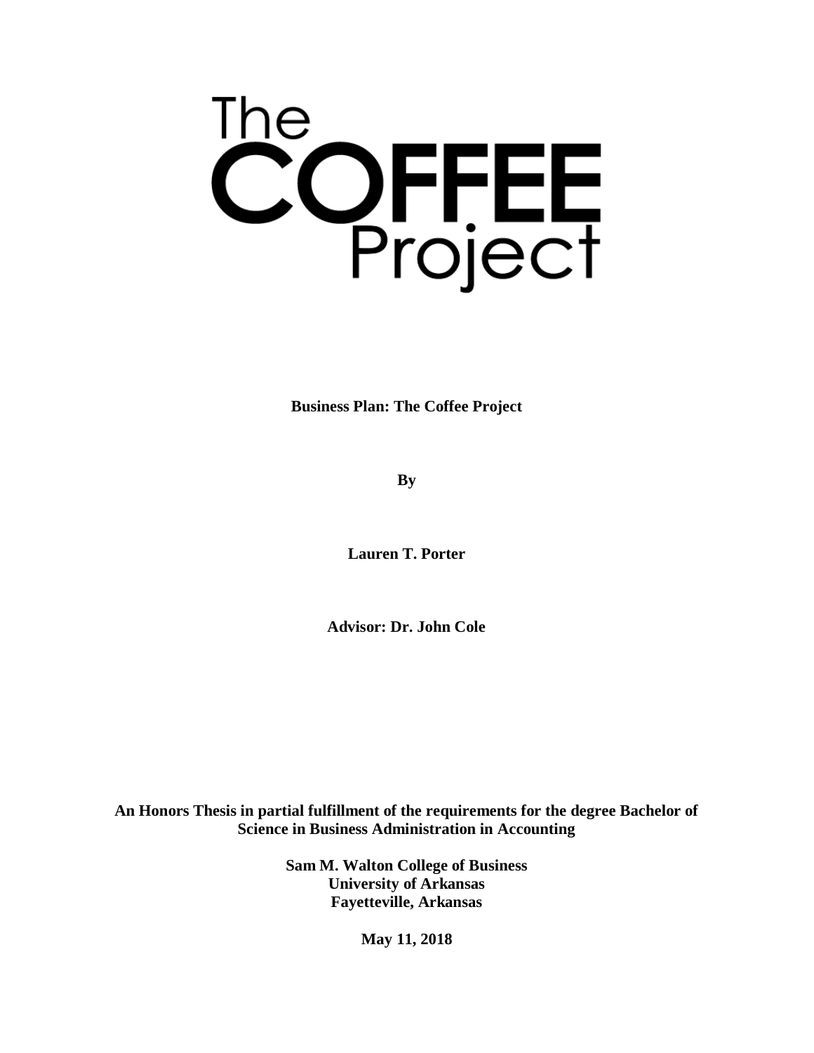# The COFFEE Project

**Business Plan: The Coffee Project**

**By**

**Lauren T. Porter**

**Advisor: Dr. John Cole**

**An Honors Thesis in partial fulfillment of the requirements for the degree Bachelor of Science in Business Administration in Accounting**

**Sam M. Walton College of Business**
**University of Arkansas**
**Fayetteville, Arkansas**

**May 11, 2018**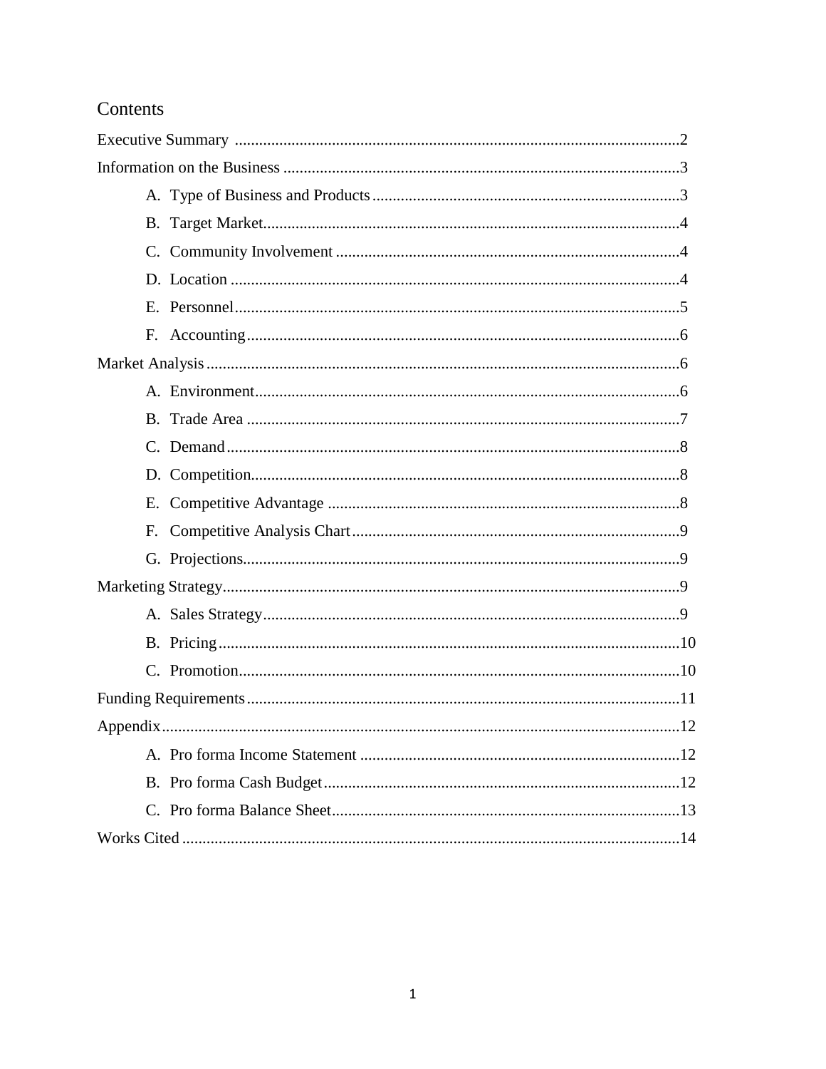# Contents

Executive Summary ........................................................................................................2

Information on the Business ..........................................................................................3

- A. Type of Business and Products .............................................................................3
- B. Target Market.........................................................................................................4
- C. Community Involvement .......................................................................................4
- D. Location .................................................................................................................4
- E. Personnel................................................................................................................5
- F. Accounting.............................................................................................................6

Market Analysis ..............................................................................................................6

- A. Environment...........................................................................................................6
- B. Trade Area ..............................................................................................................7
- C. Demand..................................................................................................................8
- D. Competition............................................................................................................8
- E. Competitive Advantage .........................................................................................8
- F. Competitive Analysis Chart...................................................................................9
- G. Projections..............................................................................................................9

Marketing Strategy..........................................................................................................9

- A. Sales Strategy.........................................................................................................9
- B. Pricing....................................................................................................................10
- C. Promotion...............................................................................................................10

Funding Requirements....................................................................................................11

Appendix.........................................................................................................................12

- A. Pro forma Income Statement .................................................................................12
- B. Pro forma Cash Budget..........................................................................................12
- C. Pro forma Balance Sheet........................................................................................13

Works Cited ....................................................................................................................14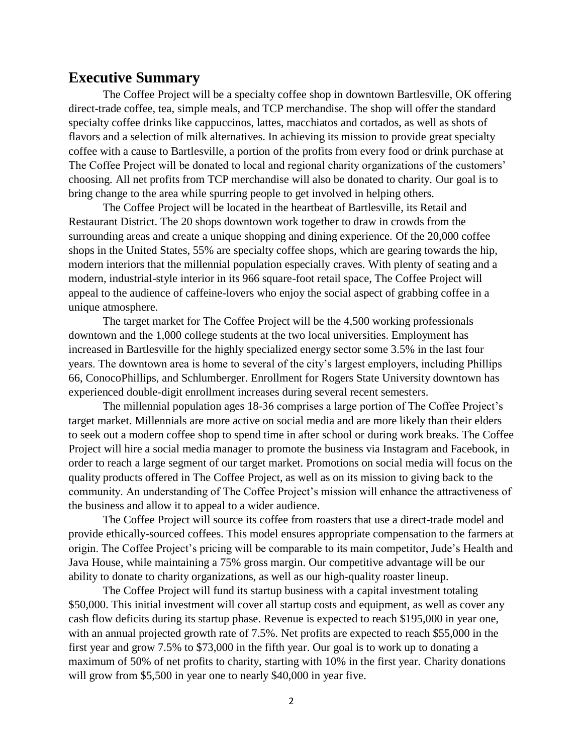## Executive Summary

The Coffee Project will be a specialty coffee shop in downtown Bartlesville, OK offering direct-trade coffee, tea, simple meals, and TCP merchandise. The shop will offer the standard specialty coffee drinks like cappuccinos, lattes, macchiatos and cortados, as well as shots of flavors and a selection of milk alternatives. In achieving its mission to provide great specialty coffee with a cause to Bartlesville, a portion of the profits from every food or drink purchase at The Coffee Project will be donated to local and regional charity organizations of the customers' choosing. All net profits from TCP merchandise will also be donated to charity. Our goal is to bring change to the area while spurring people to get involved in helping others.

The Coffee Project will be located in the heartbeat of Bartlesville, its Retail and Restaurant District. The 20 shops downtown work together to draw in crowds from the surrounding areas and create a unique shopping and dining experience. Of the 20,000 coffee shops in the United States, 55% are specialty coffee shops, which are gearing towards the hip, modern interiors that the millennial population especially craves. With plenty of seating and a modern, industrial-style interior in its 966 square-foot retail space, The Coffee Project will appeal to the audience of caffeine-lovers who enjoy the social aspect of grabbing coffee in a unique atmosphere.

The target market for The Coffee Project will be the 4,500 working professionals downtown and the 1,000 college students at the two local universities. Employment has increased in Bartlesville for the highly specialized energy sector some 3.5% in the last four years. The downtown area is home to several of the city's largest employers, including Phillips 66, ConocoPhillips, and Schlumberger. Enrollment for Rogers State University downtown has experienced double-digit enrollment increases during several recent semesters.

The millennial population ages 18-36 comprises a large portion of The Coffee Project's target market. Millennials are more active on social media and are more likely than their elders to seek out a modern coffee shop to spend time in after school or during work breaks. The Coffee Project will hire a social media manager to promote the business via Instagram and Facebook, in order to reach a large segment of our target market. Promotions on social media will focus on the quality products offered in The Coffee Project, as well as on its mission to giving back to the community. An understanding of The Coffee Project's mission will enhance the attractiveness of the business and allow it to appeal to a wider audience.

The Coffee Project will source its coffee from roasters that use a direct-trade model and provide ethically-sourced coffees. This model ensures appropriate compensation to the farmers at origin. The Coffee Project's pricing will be comparable to its main competitor, Jude's Health and Java House, while maintaining a 75% gross margin. Our competitive advantage will be our ability to donate to charity organizations, as well as our high-quality roaster lineup.

The Coffee Project will fund its startup business with a capital investment totaling $50,000. This initial investment will cover all startup costs and equipment, as well as cover any cash flow deficits during its startup phase. Revenue is expected to reach $195,000 in year one, with an annual projected growth rate of 7.5%. Net profits are expected to reach $55,000 in the first year and grow 7.5% to $73,000 in the fifth year. Our goal is to work up to donating a maximum of 50% of net profits to charity, starting with 10% in the first year. Charity donations will grow from $5,500 in year one to nearly $40,000 in year five.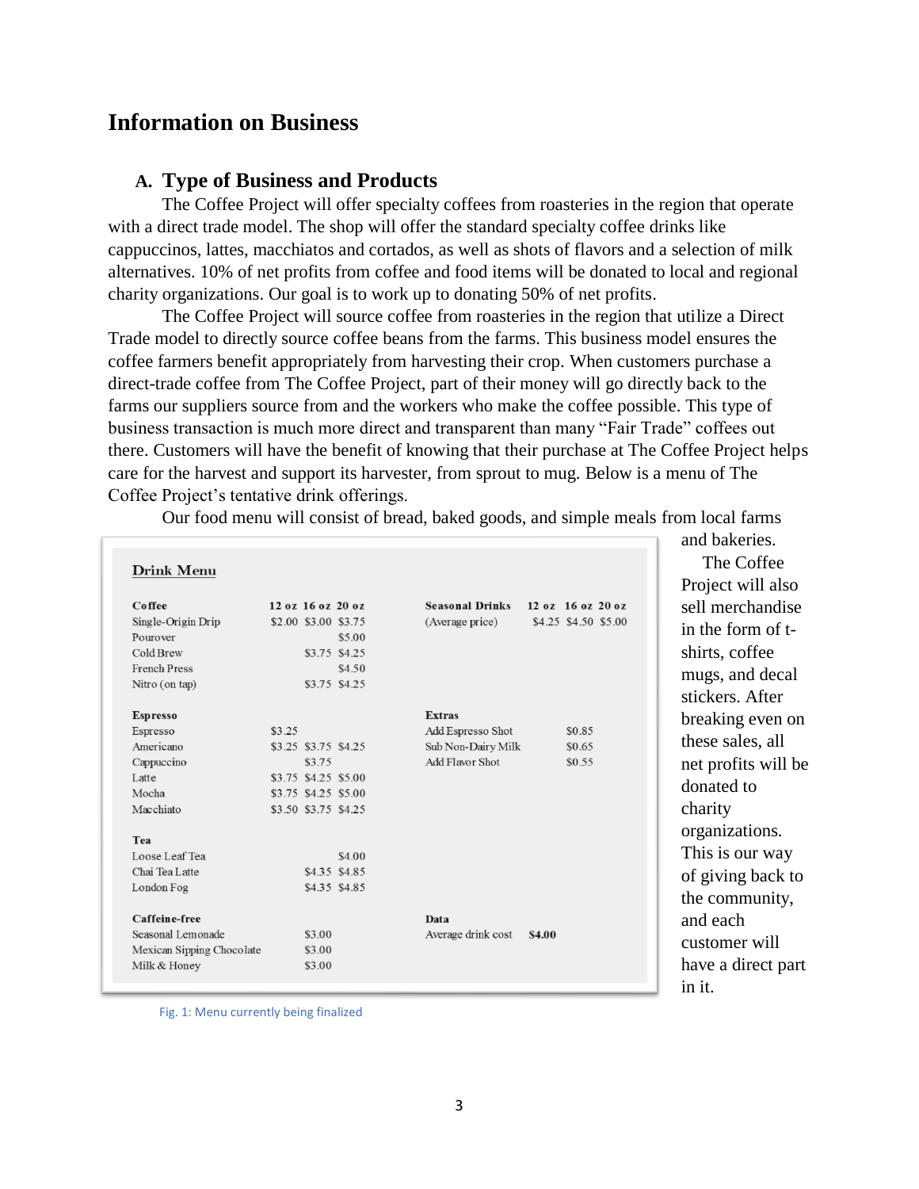# Information on Business

## A. Type of Business and Products

The Coffee Project will offer specialty coffees from roasteries in the region that operate with a direct trade model. The shop will offer the standard specialty coffee drinks like cappuccinos, lattes, macchiatos and cortados, as well as shots of flavors and a selection of milk alternatives. 10% of net profits from coffee and food items will be donated to local and regional charity organizations. Our goal is to work up to donating 50% of net profits.

The Coffee Project will source coffee from roasteries in the region that utilize a Direct Trade model to directly source coffee beans from the farms. This business model ensures the coffee farmers benefit appropriately from harvesting their crop. When customers purchase a direct-trade coffee from The Coffee Project, part of their money will go directly back to the farms our suppliers source from and the workers who make the coffee possible. This type of business transaction is much more direct and transparent than many "Fair Trade" coffees out there. Customers will have the benefit of knowing that their purchase at The Coffee Project helps care for the harvest and support its harvester, from sprout to mug. Below is a menu of The Coffee Project's tentative drink offerings.

Our food menu will consist of bread, baked goods, and simple meals from local farms and bakeries.

The Coffee Project will also sell merchandise in the form of t-shirts, coffee mugs, and decal stickers. After breaking even on these sales, all net profits will be donated to charity organizations. This is our way of giving back to the community, and each customer will have a direct part in it.

**Drink Menu**

| Coffee | 12 oz | 16 oz | 20 oz |
|---|---|---|---|
| Single-Origin Drip | $2.00 | $3.00 | $3.75 |
| Pourover | | | $5.00 |
| Cold Brew | | $3.75 | $4.25 |
| French Press | | | $4.50 |
| Nitro (on tap) | | $3.75 | $4.25 |
| **Espresso** | | | |
| Espresso | $3.25 | | |
| Americano | $3.25 | $3.75 | $4.25 |
| Cappuccino | | $3.75 | |
| Latte | $3.75 | $4.25 | $5.00 |
| Mocha | $3.75 | $4.25 | $5.00 |
| Macchiato | $3.50 | $3.75 | $4.25 |
| **Tea** | | | |
| Loose Leaf Tea | | | $4.00 |
| Chai Tea Latte | | $4.35 | $4.85 |
| London Fog | | $4.35 | $4.85 |
| **Caffeine-free** | | | |
| Seasonal Lemonade | | $3.00 | |
| Mexican Sipping Chocolate | | $3.00 | |
| Milk & Honey | | $3.00 | |

| Seasonal Drinks | 12 oz | 16 oz | 20 oz |
|---|---|---|---|
| (Average price) | $4.25 | $4.50 | $5.00 |

| Extras | |
|---|---|
| Add Espresso Shot | $0.85 |
| Sub Non-Dairy Milk | $0.65 |
| Add Flavor Shot | $0.55 |

| Data | |
|---|---|
| Average drink cost | **$4.00** |

Fig. 1: Menu currently being finalized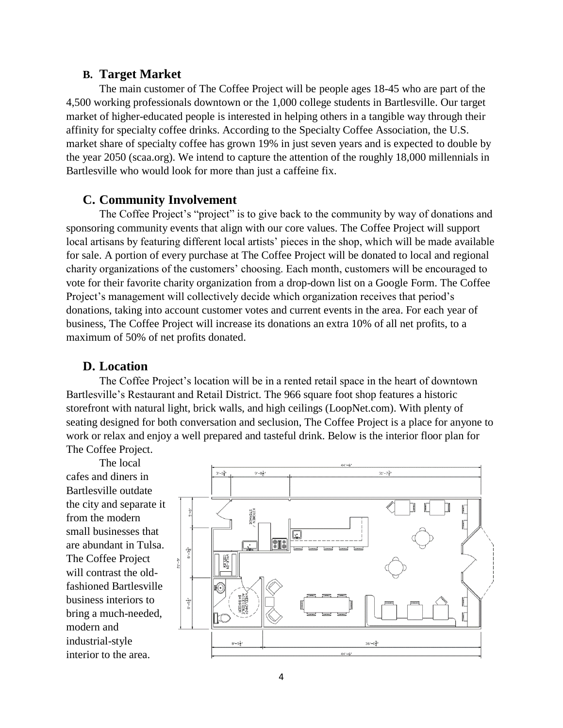## B. Target Market

The main customer of The Coffee Project will be people ages 18-45 who are part of the 4,500 working professionals downtown or the 1,000 college students in Bartlesville. Our target market of higher-educated people is interested in helping others in a tangible way through their affinity for specialty coffee drinks. According to the Specialty Coffee Association, the U.S. market share of specialty coffee has grown 19% in just seven years and is expected to double by the year 2050 (scaa.org). We intend to capture the attention of the roughly 18,000 millennials in Bartlesville who would look for more than just a caffeine fix.

## C. Community Involvement

The Coffee Project's "project" is to give back to the community by way of donations and sponsoring community events that align with our core values. The Coffee Project will support local artisans by featuring different local artists' pieces in the shop, which will be made available for sale. A portion of every purchase at The Coffee Project will be donated to local and regional charity organizations of the customers' choosing. Each month, customers will be encouraged to vote for their favorite charity organization from a drop-down list on a Google Form. The Coffee Project's management will collectively decide which organization receives that period's donations, taking into account customer votes and current events in the area. For each year of business, The Coffee Project will increase its donations an extra 10% of all net profits, to a maximum of 50% of net profits donated.

## D. Location

The Coffee Project's location will be in a rented retail space in the heart of downtown Bartlesville's Restaurant and Retail District. The 966 square foot shop features a historic storefront with natural light, brick walls, and high ceilings (LoopNet.com). With plenty of seating designed for both conversation and seclusion, The Coffee Project is a place for anyone to work or relax and enjoy a well prepared and tasteful drink. Below is the interior floor plan for The Coffee Project.

The local cafes and diners in Bartlesville outdate the city and separate it from the modern small businesses that are abundant in Tulsa. The Coffee Project will contrast the old-fashioned Bartlesville business interiors to bring a much-needed, modern and industrial-style interior to the area.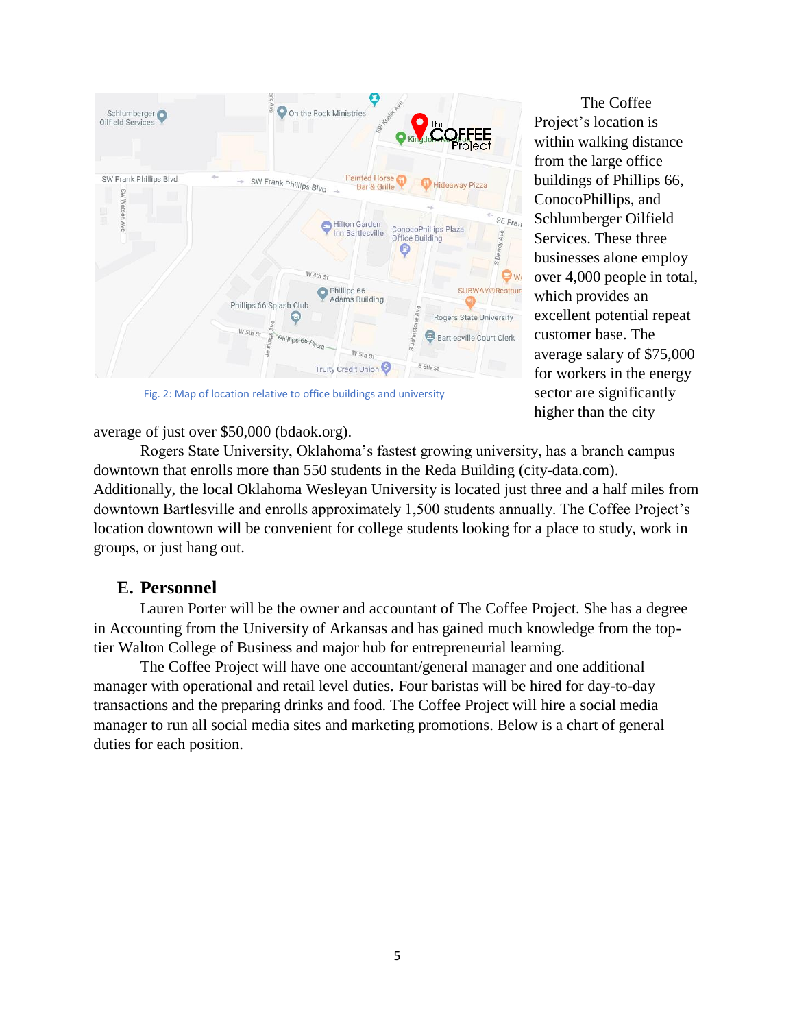Fig. 2: Map of location relative to office buildings and university

The Coffee Project's location is within walking distance from the large office buildings of Phillips 66, ConocoPhillips, and Schlumberger Oilfield Services. These three businesses alone employ over 4,000 people in total, which provides an excellent potential repeat customer base. The average salary of $75,000 for workers in the energy sector are significantly higher than the city average of just over $50,000 (bdaok.org).

Rogers State University, Oklahoma's fastest growing university, has a branch campus downtown that enrolls more than 550 students in the Reda Building (city-data.com). Additionally, the local Oklahoma Wesleyan University is located just three and a half miles from downtown Bartlesville and enrolls approximately 1,500 students annually. The Coffee Project's location downtown will be convenient for college students looking for a place to study, work in groups, or just hang out.

## E. Personnel

Lauren Porter will be the owner and accountant of The Coffee Project. She has a degree in Accounting from the University of Arkansas and has gained much knowledge from the top-tier Walton College of Business and major hub for entrepreneurial learning.

The Coffee Project will have one accountant/general manager and one additional manager with operational and retail level duties. Four baristas will be hired for day-to-day transactions and the preparing drinks and food. The Coffee Project will hire a social media manager to run all social media sites and marketing promotions. Below is a chart of general duties for each position.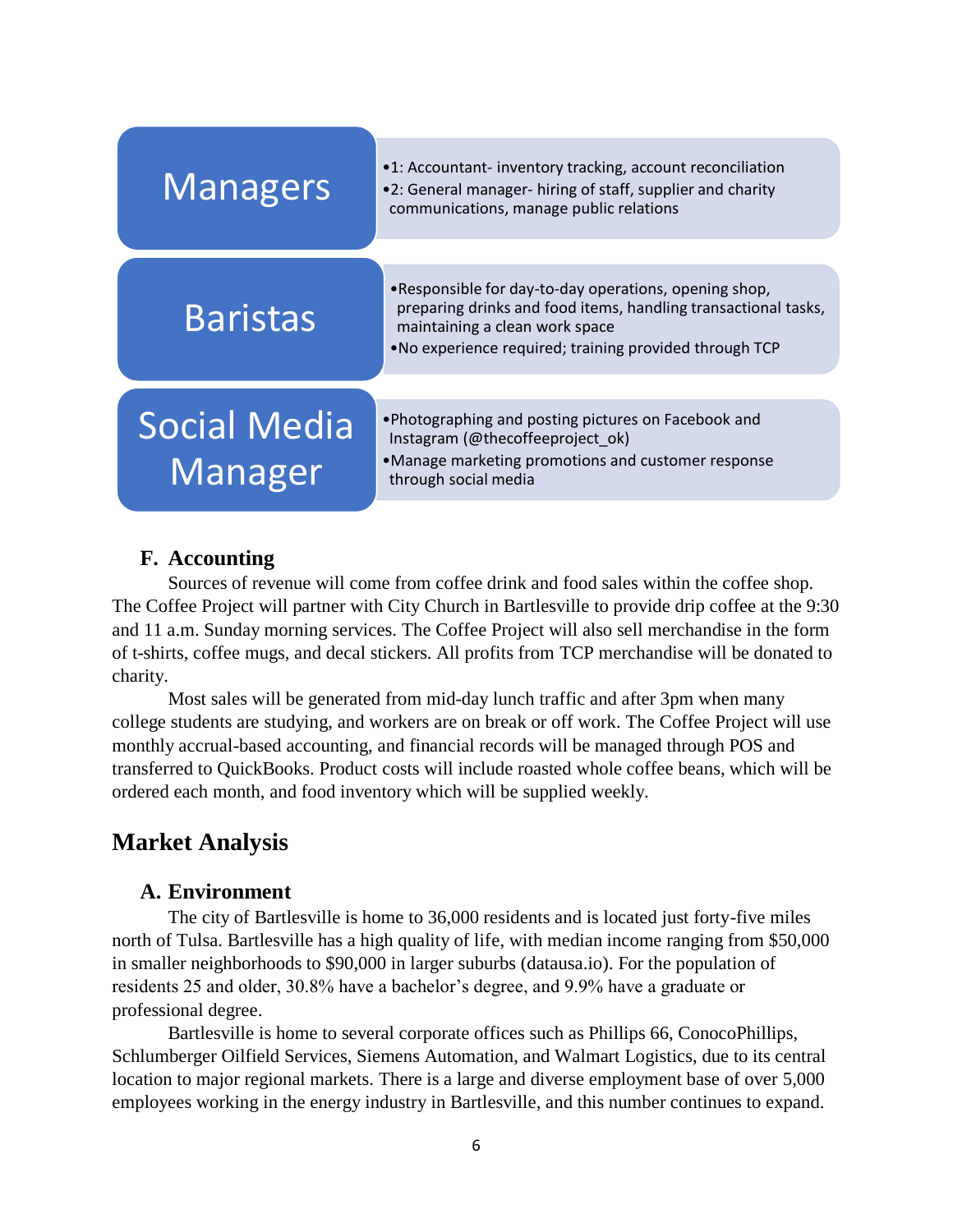**Managers**

- 1: Accountant- inventory tracking, account reconciliation
- 2: General manager- hiring of staff, supplier and charity communications, manage public relations

**Baristas**

- Responsible for day-to-day operations, opening shop, preparing drinks and food items, handling transactional tasks, maintaining a clean work space
- No experience required; training provided through TCP

**Social Media Manager**

- Photographing and posting pictures on Facebook and Instagram (@thecoffeeproject_ok)
- Manage marketing promotions and customer response through social media

### F. Accounting

Sources of revenue will come from coffee drink and food sales within the coffee shop. The Coffee Project will partner with City Church in Bartlesville to provide drip coffee at the 9:30 and 11 a.m. Sunday morning services. The Coffee Project will also sell merchandise in the form of t-shirts, coffee mugs, and decal stickers. All profits from TCP merchandise will be donated to charity.

Most sales will be generated from mid-day lunch traffic and after 3pm when many college students are studying, and workers are on break or off work. The Coffee Project will use monthly accrual-based accounting, and financial records will be managed through POS and transferred to QuickBooks. Product costs will include roasted whole coffee beans, which will be ordered each month, and food inventory which will be supplied weekly.

## Market Analysis

### A. Environment

The city of Bartlesville is home to 36,000 residents and is located just forty-five miles north of Tulsa. Bartlesville has a high quality of life, with median income ranging from $50,000 in smaller neighborhoods to $90,000 in larger suburbs (datausa.io). For the population of residents 25 and older, 30.8% have a bachelor's degree, and 9.9% have a graduate or professional degree.

Bartlesville is home to several corporate offices such as Phillips 66, ConocoPhillips, Schlumberger Oilfield Services, Siemens Automation, and Walmart Logistics, due to its central location to major regional markets. There is a large and diverse employment base of over 5,000 employees working in the energy industry in Bartlesville, and this number continues to expand.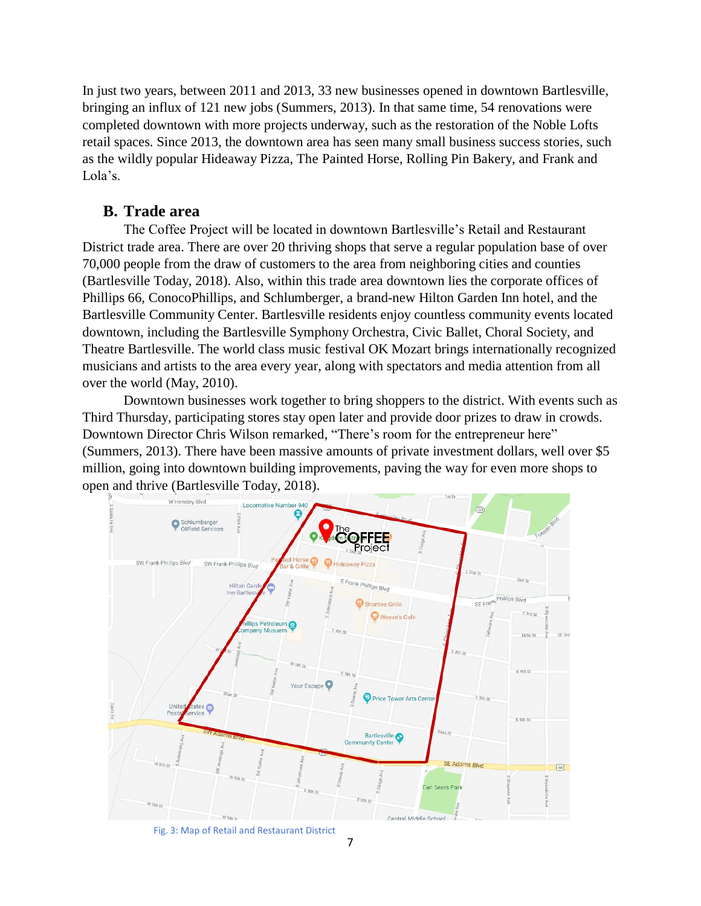In just two years, between 2011 and 2013, 33 new businesses opened in downtown Bartlesville, bringing an influx of 121 new jobs (Summers, 2013). In that same time, 54 renovations were completed downtown with more projects underway, such as the restoration of the Noble Lofts retail spaces. Since 2013, the downtown area has seen many small business success stories, such as the wildly popular Hideaway Pizza, The Painted Horse, Rolling Pin Bakery, and Frank and Lola's.

## B. Trade area

The Coffee Project will be located in downtown Bartlesville's Retail and Restaurant District trade area. There are over 20 thriving shops that serve a regular population base of over 70,000 people from the draw of customers to the area from neighboring cities and counties (Bartlesville Today, 2018). Also, within this trade area downtown lies the corporate offices of Phillips 66, ConocoPhillips, and Schlumberger, a brand-new Hilton Garden Inn hotel, and the Bartlesville Community Center. Bartlesville residents enjoy countless community events located downtown, including the Bartlesville Symphony Orchestra, Civic Ballet, Choral Society, and Theatre Bartlesville. The world class music festival OK Mozart brings internationally recognized musicians and artists to the area every year, along with spectators and media attention from all over the world (May, 2010).

Downtown businesses work together to bring shoppers to the district. With events such as Third Thursday, participating stores stay open later and provide door prizes to draw in crowds. Downtown Director Chris Wilson remarked, "There's room for the entrepreneur here" (Summers, 2013). There have been massive amounts of private investment dollars, well over $5 million, going into downtown building improvements, paving the way for even more shops to open and thrive (Bartlesville Today, 2018).

Fig. 3: Map of Retail and Restaurant District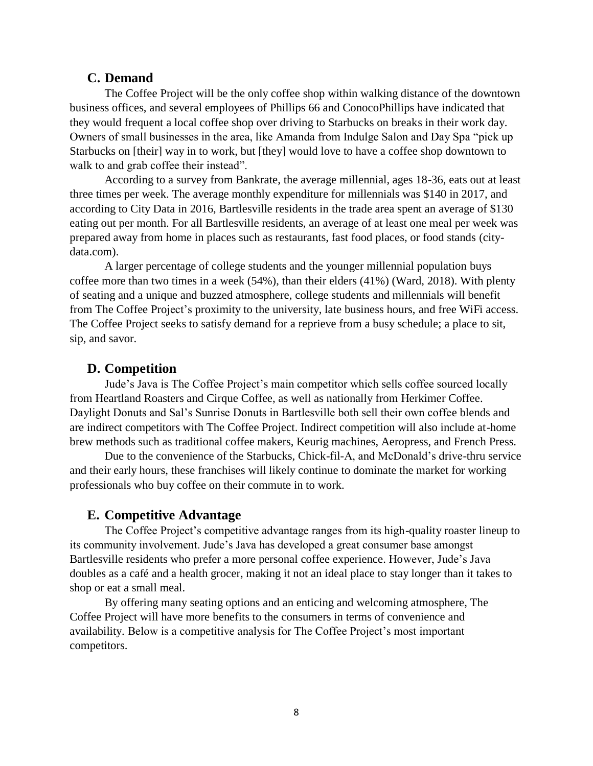## C. Demand

The Coffee Project will be the only coffee shop within walking distance of the downtown business offices, and several employees of Phillips 66 and ConocoPhillips have indicated that they would frequent a local coffee shop over driving to Starbucks on breaks in their work day. Owners of small businesses in the area, like Amanda from Indulge Salon and Day Spa "pick up Starbucks on [their] way in to work, but [they] would love to have a coffee shop downtown to walk to and grab coffee their instead".

According to a survey from Bankrate, the average millennial, ages 18-36, eats out at least three times per week. The average monthly expenditure for millennials was $140 in 2017, and according to City Data in 2016, Bartlesville residents in the trade area spent an average of $130 eating out per month. For all Bartlesville residents, an average of at least one meal per week was prepared away from home in places such as restaurants, fast food places, or food stands (city-data.com).

A larger percentage of college students and the younger millennial population buys coffee more than two times in a week (54%), than their elders (41%) (Ward, 2018). With plenty of seating and a unique and buzzed atmosphere, college students and millennials will benefit from The Coffee Project's proximity to the university, late business hours, and free WiFi access. The Coffee Project seeks to satisfy demand for a reprieve from a busy schedule; a place to sit, sip, and savor.

## D. Competition

Jude's Java is The Coffee Project's main competitor which sells coffee sourced locally from Heartland Roasters and Cirque Coffee, as well as nationally from Herkimer Coffee. Daylight Donuts and Sal's Sunrise Donuts in Bartlesville both sell their own coffee blends and are indirect competitors with The Coffee Project. Indirect competition will also include at-home brew methods such as traditional coffee makers, Keurig machines, Aeropress, and French Press.

Due to the convenience of the Starbucks, Chick-fil-A, and McDonald's drive-thru service and their early hours, these franchises will likely continue to dominate the market for working professionals who buy coffee on their commute in to work.

## E. Competitive Advantage

The Coffee Project's competitive advantage ranges from its high-quality roaster lineup to its community involvement. Jude's Java has developed a great consumer base amongst Bartlesville residents who prefer a more personal coffee experience. However, Jude's Java doubles as a café and a health grocer, making it not an ideal place to stay longer than it takes to shop or eat a small meal.

By offering many seating options and an enticing and welcoming atmosphere, The Coffee Project will have more benefits to the consumers in terms of convenience and availability. Below is a competitive analysis for The Coffee Project's most important competitors.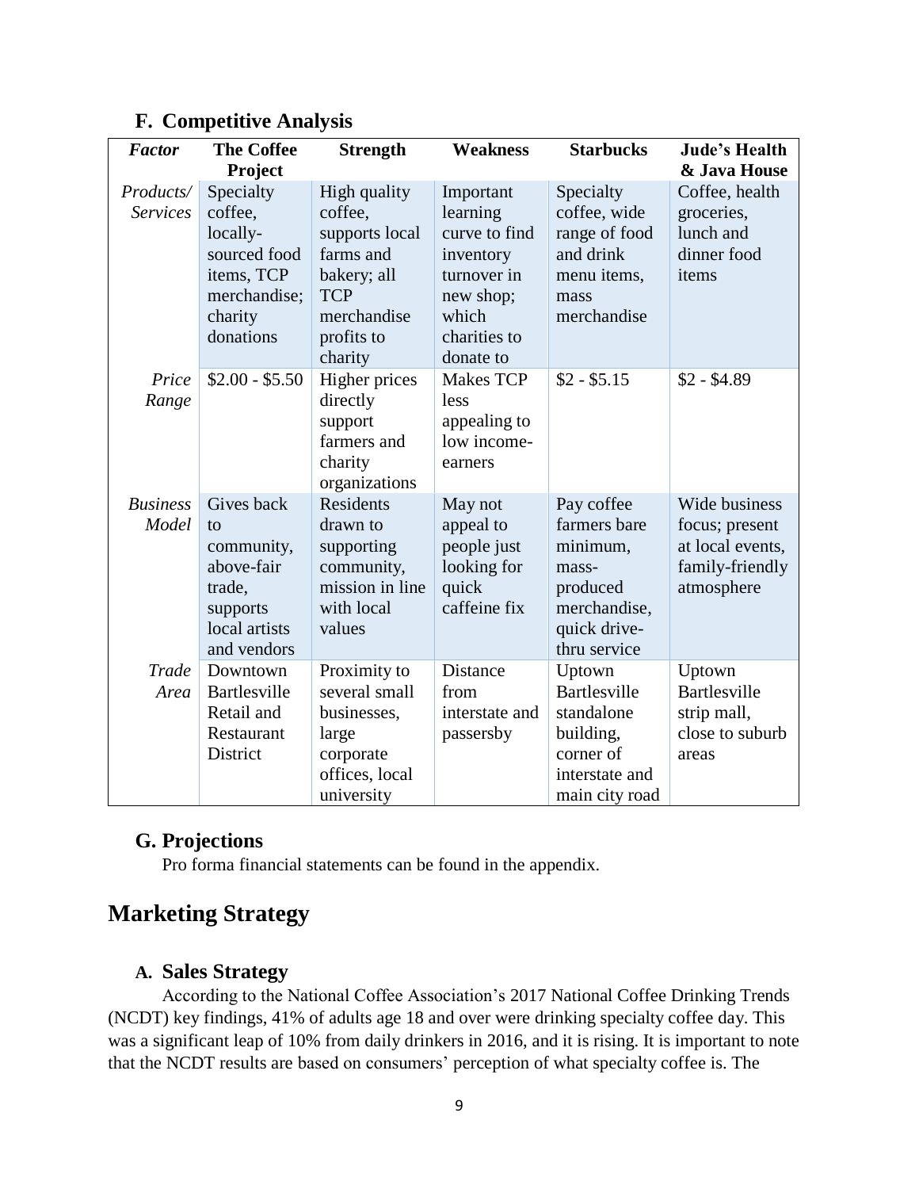## F. Competitive Analysis

| *Factor* | The Coffee Project | Strength | Weakness | Starbucks | Jude's Health & Java House |
|---|---|---|---|---|---|
| *Products/ Services* | Specialty coffee, locally-sourced food items, TCP merchandise; charity donations | High quality coffee, supports local farms and bakery; all TCP merchandise profits to charity | Important learning curve to find inventory turnover in new shop; which charities to donate to | Specialty coffee, wide range of food and drink menu items, mass merchandise | Coffee, health groceries, lunch and dinner food items |
| *Price Range* | $2.00 - $5.50 | Higher prices directly support farmers and charity organizations | Makes TCP less appealing to low income-earners | $2 - $5.15 | $2 - $4.89 |
| *Business Model* | Gives back to community, above-fair trade, supports local artists and vendors | Residents drawn to supporting community, mission in line with local values | May not appeal to people just looking for quick caffeine fix | Pay coffee farmers bare minimum, mass-produced merchandise, quick drive-thru service | Wide business focus; present at local events, family-friendly atmosphere |
| *Trade Area* | Downtown Bartlesville Retail and Restaurant District | Proximity to several small businesses, large corporate offices, local university | Distance from interstate and passersby | Uptown Bartlesville standalone building, corner of interstate and main city road | Uptown Bartlesville strip mall, close to suburb areas |

## G. Projections

Pro forma financial statements can be found in the appendix.

# Marketing Strategy

## A. Sales Strategy

According to the National Coffee Association's 2017 National Coffee Drinking Trends (NCDT) key findings, 41% of adults age 18 and over were drinking specialty coffee day. This was a significant leap of 10% from daily drinkers in 2016, and it is rising. It is important to note that the NCDT results are based on consumers' perception of what specialty coffee is. The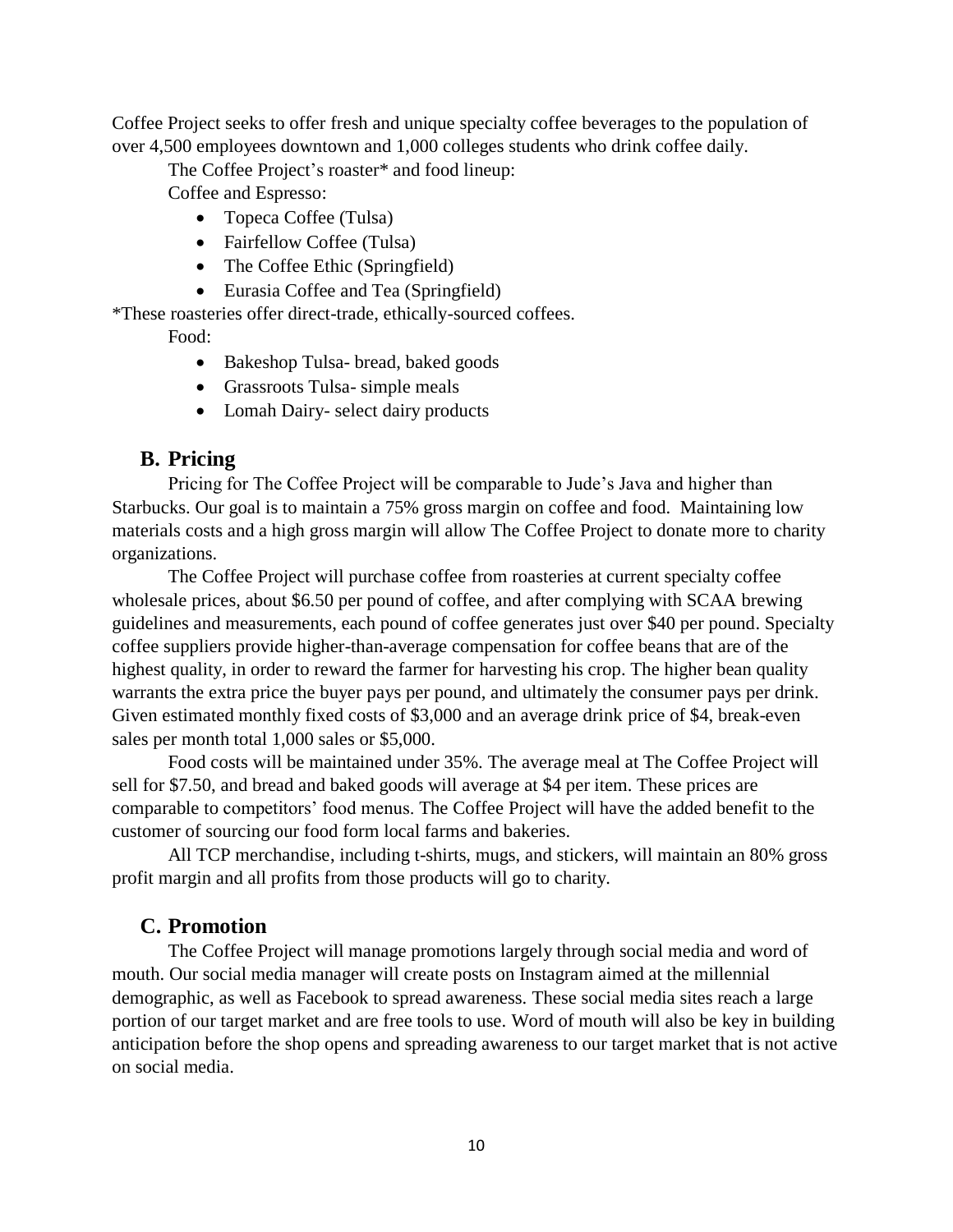Coffee Project seeks to offer fresh and unique specialty coffee beverages to the population of over 4,500 employees downtown and 1,000 colleges students who drink coffee daily.

The Coffee Project's roaster* and food lineup:

Coffee and Espresso:

- Topeca Coffee (Tulsa)
- Fairfellow Coffee (Tulsa)
- The Coffee Ethic (Springfield)
- Eurasia Coffee and Tea (Springfield)

*These roasteries offer direct-trade, ethically-sourced coffees.

Food:

- Bakeshop Tulsa- bread, baked goods
- Grassroots Tulsa- simple meals
- Lomah Dairy- select dairy products

## B. Pricing

Pricing for The Coffee Project will be comparable to Jude's Java and higher than Starbucks. Our goal is to maintain a 75% gross margin on coffee and food. Maintaining low materials costs and a high gross margin will allow The Coffee Project to donate more to charity organizations.

The Coffee Project will purchase coffee from roasteries at current specialty coffee wholesale prices, about $6.50 per pound of coffee, and after complying with SCAA brewing guidelines and measurements, each pound of coffee generates just over $40 per pound. Specialty coffee suppliers provide higher-than-average compensation for coffee beans that are of the highest quality, in order to reward the farmer for harvesting his crop. The higher bean quality warrants the extra price the buyer pays per pound, and ultimately the consumer pays per drink. Given estimated monthly fixed costs of $3,000 and an average drink price of $4, break-even sales per month total 1,000 sales or $5,000.

Food costs will be maintained under 35%. The average meal at The Coffee Project will sell for $7.50, and bread and baked goods will average at $4 per item. These prices are comparable to competitors' food menus. The Coffee Project will have the added benefit to the customer of sourcing our food form local farms and bakeries.

All TCP merchandise, including t-shirts, mugs, and stickers, will maintain an 80% gross profit margin and all profits from those products will go to charity.

## C. Promotion

The Coffee Project will manage promotions largely through social media and word of mouth. Our social media manager will create posts on Instagram aimed at the millennial demographic, as well as Facebook to spread awareness. These social media sites reach a large portion of our target market and are free tools to use. Word of mouth will also be key in building anticipation before the shop opens and spreading awareness to our target market that is not active on social media.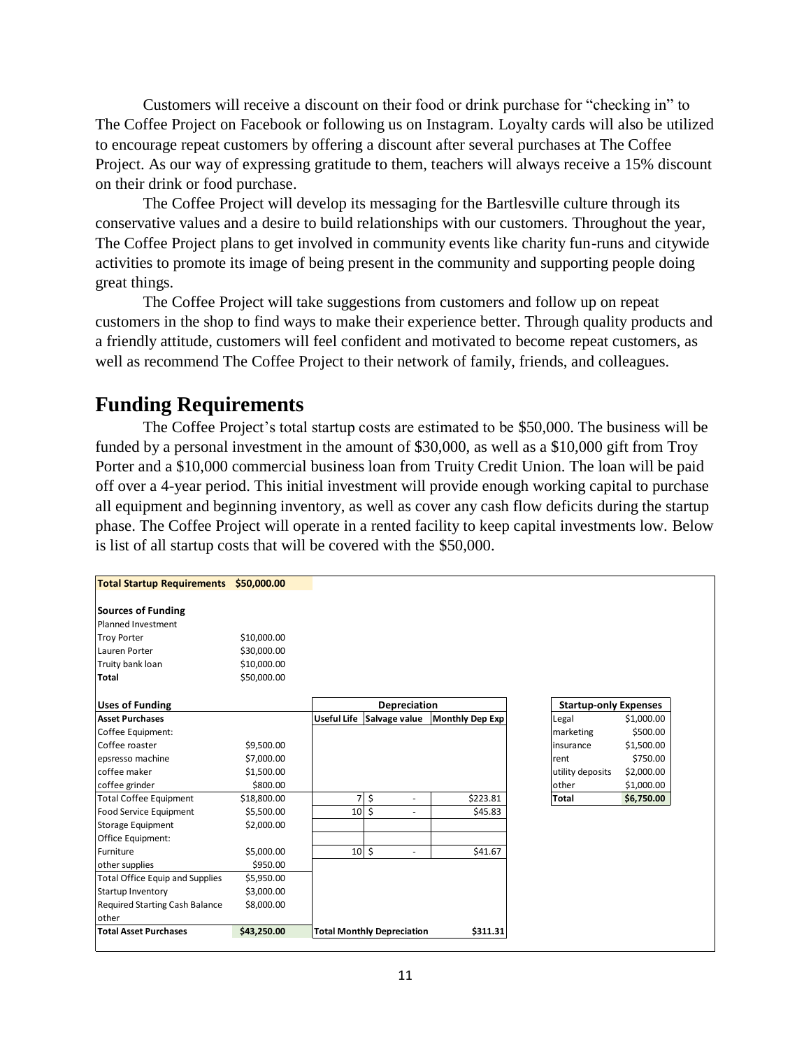Customers will receive a discount on their food or drink purchase for "checking in" to The Coffee Project on Facebook or following us on Instagram. Loyalty cards will also be utilized to encourage repeat customers by offering a discount after several purchases at The Coffee Project. As our way of expressing gratitude to them, teachers will always receive a 15% discount on their drink or food purchase.

The Coffee Project will develop its messaging for the Bartlesville culture through its conservative values and a desire to build relationships with our customers. Throughout the year, The Coffee Project plans to get involved in community events like charity fun-runs and citywide activities to promote its image of being present in the community and supporting people doing great things.

The Coffee Project will take suggestions from customers and follow up on repeat customers in the shop to find ways to make their experience better. Through quality products and a friendly attitude, customers will feel confident and motivated to become repeat customers, as well as recommend The Coffee Project to their network of family, friends, and colleagues.

## Funding Requirements

The Coffee Project's total startup costs are estimated to be $50,000. The business will be funded by a personal investment in the amount of $30,000, as well as a $10,000 gift from Troy Porter and a $10,000 commercial business loan from Truity Credit Union. The loan will be paid off over a 4-year period. This initial investment will provide enough working capital to purchase all equipment and beginning inventory, as well as cover any cash flow deficits during the startup phase. The Coffee Project will operate in a rented facility to keep capital investments low. Below is list of all startup costs that will be covered with the $50,000.

| **Total Startup Requirements** | **$50,000.00** |
|---|---|
| | |
| **Sources of Funding** | |
| Planned Investment | |
| Troy Porter | $10,000.00 |
| Lauren Porter | $30,000.00 |
| Truity bank loan | $10,000.00 |
| **Total** | $50,000.00 |

| **Uses of Funding** | | **Depreciation** | | |
|---|---|---|---|---|
| **Asset Purchases** | | **Useful Life** | **Salvage value** | **Monthly Dep Exp** |
| Coffee Equipment: | | | | |
| Coffee roaster | $9,500.00 | | | |
| epsresso machine | $7,000.00 | | | |
| coffee maker | $1,500.00 | | | |
| coffee grinder | $800.00 | | | |
| Total Coffee Equipment | $18,800.00 | 7 | $ - | $223.81 |
| Food Service Equipment | $5,500.00 | 10 | $ - | $45.83 |
| Storage Equipment | $2,000.00 | | | |
| Office Equipment: | | | | |
| Furniture | $5,000.00 | 10 | $ - | $41.67 |
| other supplies | $950.00 | | | |
| Total Office Equip and Supplies | $5,950.00 | | | |
| Startup Inventory | $3,000.00 | | | |
| Required Starting Cash Balance | $8,000.00 | | | |
| other | | | | |
| **Total Asset Purchases** | **$43,250.00** | **Total Monthly Depreciation** | | **$311.31** |

| **Startup-only Expenses** | |
|---|---|
| Legal | $1,000.00 |
| marketing | $500.00 |
| insurance | $1,500.00 |
| rent | $750.00 |
| utility deposits | $2,000.00 |
| other | $1,000.00 |
| **Total** | **$6,750.00** |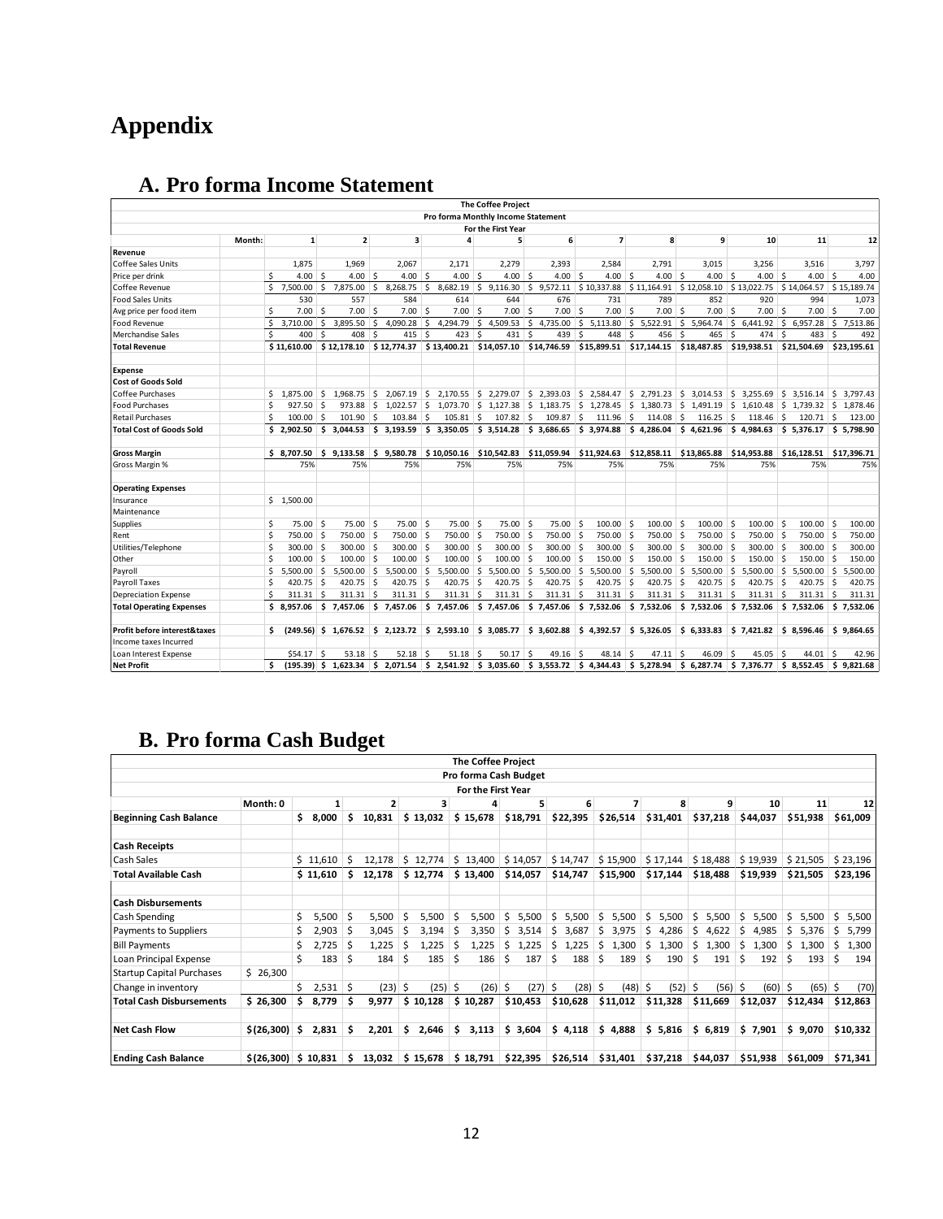# Appendix

## A. Pro forma Income Statement

| The Coffee Project | | | | | | | | | | | | | |
|---|---|---|---|---|---|---|---|---|---|---|---|---|---|
| Pro forma Monthly Income Statement | | | | | | | | | | | | | |
| For the First Year | | | | | | | | | | | | | |
| | Month: | 1 | 2 | 3 | 4 | 5 | 6 | 7 | 8 | 9 | 10 | 11 | 12 |
| **Revenue** | | | | | | | | | | | | | |
| Coffee Sales Units | | 1,875 | 1,969 | 2,067 | 2,171 | 2,279 | 2,393 | 2,584 | 2,791 | 3,015 | 3,256 | 3,516 | 3,797 |
| Price per drink | | $ 4.00 | $ 4.00 | $ 4.00 | $ 4.00 | $ 4.00 | $ 4.00 | $ 4.00 | $ 4.00 | $ 4.00 | $ 4.00 | $ 4.00 | $ 4.00 |
| Coffee Revenue | | $ 7,500.00 | $ 7,875.00 | $ 8,268.75 | $ 8,682.19 | $ 9,116.30 | $ 9,572.11 | $ 10,337.88 | $ 11,164.91 | $ 12,058.10 | $ 13,022.75 | $ 14,064.57 | $ 15,189.74 |
| Food Sales Units | | 530 | 557 | 584 | 614 | 644 | 676 | 731 | 789 | 852 | 920 | 994 | 1,073 |
| Avg price per food item | | $ 7.00 | $ 7.00 | $ 7.00 | $ 7.00 | $ 7.00 | $ 7.00 | $ 7.00 | $ 7.00 | $ 7.00 | $ 7.00 | $ 7.00 | $ 7.00 |
| Food Revenue | | $ 3,710.00 | $ 3,895.50 | $ 4,090.28 | $ 4,294.79 | $ 4,509.53 | $ 4,735.00 | $ 5,113.80 | $ 5,522.91 | $ 5,964.74 | $ 6,441.92 | $ 6,957.28 | $ 7,513.86 |
| Merchandise Sales | | $ 400 | $ 408 | $ 415 | $ 423 | $ 431 | $ 439 | $ 448 | $ 456 | $ 465 | $ 474 | $ 483 | $ 492 |
| **Total Revenue** | | $ 11,610.00 | $ 12,178.10 | $ 12,774.37 | $ 13,400.21 | $14,057.10 | $14,746.59 | $15,899.51 | $17,144.15 | $18,487.85 | $19,938.51 | $21,504.69 | $23,195.61 |
| | | | | | | | | | | | | | |
| **Expense** | | | | | | | | | | | | | |
| **Cost of Goods Sold** | | | | | | | | | | | | | |
| Coffee Purchases | | $ 1,875.00 | $ 1,968.75 | $ 2,067.19 | $ 2,170.55 | $ 2,279.07 | $ 2,393.03 | $ 2,584.47 | $ 2,791.23 | $ 3,014.53 | $ 3,255.69 | $ 3,516.14 | $ 3,797.43 |
| Food Purchases | | $ 927.50 | $ 973.88 | $ 1,022.57 | $ 1,073.70 | $ 1,127.38 | $ 1,183.75 | $ 1,278.45 | $ 1,380.73 | $ 1,491.19 | $ 1,610.48 | $ 1,739.32 | $ 1,878.46 |
| Retail Purchases | | $ 100.00 | $ 101.90 | $ 103.84 | $ 105.81 | $ 107.82 | $ 109.87 | $ 111.96 | $ 114.08 | $ 116.25 | $ 118.46 | $ 120.71 | $ 123.00 |
| **Total Cost of Goods Sold** | | $ 2,902.50 | $ 3,044.53 | $ 3,193.59 | $ 3,350.05 | $ 3,514.28 | $ 3,686.65 | $ 3,974.88 | $ 4,286.04 | $ 4,621.96 | $ 4,984.63 | $ 5,376.17 | $ 5,798.90 |
| | | | | | | | | | | | | | |
| **Gross Margin** | | $ 8,707.50 | $ 9,133.58 | $ 9,580.78 | $ 10,050.16 | $10,542.83 | $11,059.94 | $11,924.63 | $12,858.11 | $13,865.88 | $14,953.88 | $16,128.51 | $17,396.71 |
| Gross Margin % | | 75% | 75% | 75% | 75% | 75% | 75% | 75% | 75% | 75% | 75% | 75% | 75% |
| | | | | | | | | | | | | | |
| **Operating Expenses** | | | | | | | | | | | | | |
| Insurance | | $ 1,500.00 | | | | | | | | | | | |
| Maintenance | | | | | | | | | | | | | |
| Supplies | | $ 75.00 | $ 75.00 | $ 75.00 | $ 75.00 | $ 75.00 | $ 75.00 | $ 100.00 | $ 100.00 | $ 100.00 | $ 100.00 | $ 100.00 | $ 100.00 |
| Rent | | $ 750.00 | $ 750.00 | $ 750.00 | $ 750.00 | $ 750.00 | $ 750.00 | $ 750.00 | $ 750.00 | $ 750.00 | $ 750.00 | $ 750.00 | $ 750.00 |
| Utilities/Telephone | | $ 300.00 | $ 300.00 | $ 300.00 | $ 300.00 | $ 300.00 | $ 300.00 | $ 300.00 | $ 300.00 | $ 300.00 | $ 300.00 | $ 300.00 | $ 300.00 |
| Other | | $ 100.00 | $ 100.00 | $ 100.00 | $ 100.00 | $ 100.00 | $ 100.00 | $ 150.00 | $ 150.00 | $ 150.00 | $ 150.00 | $ 150.00 | $ 150.00 |
| Payroll | | $ 5,500.00 | $ 5,500.00 | $ 5,500.00 | $ 5,500.00 | $ 5,500.00 | $ 5,500.00 | $ 5,500.00 | $ 5,500.00 | $ 5,500.00 | $ 5,500.00 | $ 5,500.00 | $ 5,500.00 |
| Payroll Taxes | | $ 420.75 | $ 420.75 | $ 420.75 | $ 420.75 | $ 420.75 | $ 420.75 | $ 420.75 | $ 420.75 | $ 420.75 | $ 420.75 | $ 420.75 | $ 420.75 |
| Depreciation Expense | | $ 311.31 | $ 311.31 | $ 311.31 | $ 311.31 | $ 311.31 | $ 311.31 | $ 311.31 | $ 311.31 | $ 311.31 | $ 311.31 | $ 311.31 | $ 311.31 |
| **Total Operating Expenses** | | $ 8,957.06 | $ 7,457.06 | $ 7,457.06 | $ 7,457.06 | $ 7,457.06 | $ 7,457.06 | $ 7,532.06 | $ 7,532.06 | $ 7,532.06 | $ 7,532.06 | $ 7,532.06 | $ 7,532.06 |
| | | | | | | | | | | | | | |
| **Profit before interest&taxes** | | $ (249.56) | $ 1,676.52 | $ 2,123.72 | $ 2,593.10 | $ 3,085.77 | $ 3,602.88 | $ 4,392.57 | $ 5,326.05 | $ 6,333.83 | $ 7,421.82 | $ 8,596.46 | $ 9,864.65 |
| Income taxes Incurred | | | | | | | | | | | | | |
| Loan Interest Expense | | $54.17 | $ 53.18 | $ 52.18 | $ 51.18 | $ 50.17 | $ 49.16 | $ 48.14 | $ 47.11 | $ 46.09 | $ 45.05 | $ 44.01 | $ 42.96 |
| **Net Profit** | | $ (195.39) | $ 1,623.34 | $ 2,071.54 | $ 2,541.92 | $ 3,035.60 | $ 3,553.72 | $ 4,344.43 | $ 5,278.94 | $ 6,287.74 | $ 7,376.77 | $ 8,552.45 | $ 9,821.68 |

## B. Pro forma Cash Budget

| The Coffee Project | | | | | | | | | | | | | |
|---|---|---|---|---|---|---|---|---|---|---|---|---|---|
| Pro forma Cash Budget | | | | | | | | | | | | | |
| For the First Year | | | | | | | | | | | | | |
| | Month: 0 | 1 | 2 | 3 | 4 | 5 | 6 | 7 | 8 | 9 | 10 | 11 | 12 |
| **Beginning Cash Balance** | | $ 8,000 | $ 10,831 | $ 13,032 | $ 15,678 | $18,791 | $22,395 | $26,514 | $31,401 | $37,218 | $44,037 | $51,938 | $61,009 |
| | | | | | | | | | | | | | |
| **Cash Receipts** | | | | | | | | | | | | | |
| Cash Sales | | $ 11,610 | $ 12,178 | $ 12,774 | $ 13,400 | $ 14,057 | $ 14,747 | $ 15,900 | $ 17,144 | $ 18,488 | $ 19,939 | $ 21,505 | $ 23,196 |
| **Total Available Cash** | | $ 11,610 | $ 12,178 | $ 12,774 | $ 13,400 | $14,057 | $14,747 | $15,900 | $17,144 | $18,488 | $19,939 | $21,505 | $23,196 |
| | | | | | | | | | | | | | |
| **Cash Disbursements** | | | | | | | | | | | | | |
| Cash Spending | | $ 5,500 | $ 5,500 | $ 5,500 | $ 5,500 | $ 5,500 | $ 5,500 | $ 5,500 | $ 5,500 | $ 5,500 | $ 5,500 | $ 5,500 | $ 5,500 |
| Payments to Suppliers | | $ 2,903 | $ 3,045 | $ 3,194 | $ 3,350 | $ 3,514 | $ 3,687 | $ 3,975 | $ 4,286 | $ 4,622 | $ 4,985 | $ 5,376 | $ 5,799 |
| Bill Payments | | $ 2,725 | $ 1,225 | $ 1,225 | $ 1,225 | $ 1,225 | $ 1,225 | $ 1,300 | $ 1,300 | $ 1,300 | $ 1,300 | $ 1,300 | $ 1,300 |
| Loan Principal Expense | | $ 183 | $ 184 | $ 185 | $ 186 | $ 187 | $ 188 | $ 189 | $ 190 | $ 191 | $ 192 | $ 193 | $ 194 |
| Startup Capital Purchases | $ 26,300 | | | | | | | | | | | | |
| Change in inventory | | $ 2,531 | $ (23) | $ (25) | $ (26) | $ (27) | $ (28) | $ (48) | $ (52) | $ (56) | $ (60) | $ (65) | $ (70) |
| **Total Cash Disbursements** | $ 26,300 | $ 8,779 | $ 9,977 | $ 10,128 | $ 10,287 | $10,453 | $10,628 | $11,012 | $11,328 | $11,669 | $12,037 | $12,434 | $12,863 |
| | | | | | | | | | | | | | |
| **Net Cash Flow** | $(26,300) | $ 2,831 | $ 2,201 | $ 2,646 | $ 3,113 | $ 3,604 | $ 4,118 | $ 4,888 | $ 5,816 | $ 6,819 | $ 7,901 | $ 9,070 | $10,332 |
| | | | | | | | | | | | | | |
| **Ending Cash Balance** | $(26,300) | $ 10,831 | $ 13,032 | $ 15,678 | $ 18,791 | $22,395 | $26,514 | $31,401 | $37,218 | $44,037 | $51,938 | $61,009 | $71,341 |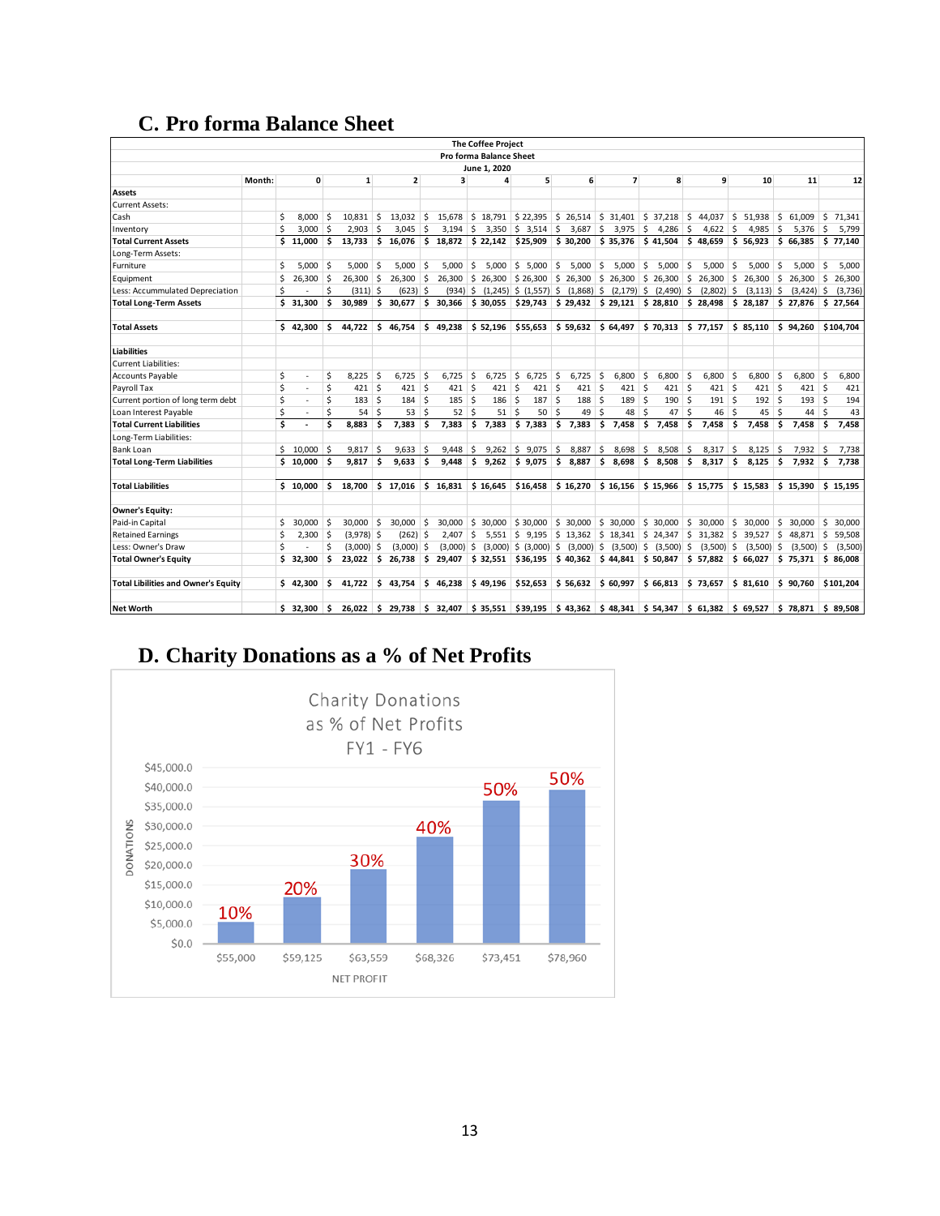## C. Pro forma Balance Sheet

**The Coffee Project**
**Pro forma Balance Sheet**
**June 1, 2020**

| Month: | 0 | 1 | 2 | 3 | 4 | 5 | 6 | 7 | 8 | 9 | 10 | 11 | 12 |
|---|---|---|---|---|---|---|---|---|---|---|---|---|---|
| **Assets** | | | | | | | | | | | | | |
| Current Assets: | | | | | | | | | | | | | |
| Cash | $ 8,000 | $ 10,831 | $ 13,032 | $ 15,678 | $ 18,791 | $ 22,395 | $ 26,514 | $ 31,401 | $ 37,218 | $ 44,037 | $ 51,938 | $ 61,009 | $ 71,341 |
| Inventory | $ 3,000 | $ 2,903 | $ 3,045 | $ 3,194 | $ 3,350 | $ 3,514 | $ 3,687 | $ 3,975 | $ 4,286 | $ 4,622 | $ 4,985 | $ 5,376 | $ 5,799 |
| **Total Current Assets** | **$ 11,000** | **$ 13,733** | **$ 16,076** | **$ 18,872** | **$ 22,142** | **$25,909** | **$ 30,200** | **$ 35,376** | **$ 41,504** | **$ 48,659** | **$ 56,923** | **$ 66,385** | **$ 77,140** |
| Long-Term Assets: | | | | | | | | | | | | | |
| Furniture | $ 5,000 | $ 5,000 | $ 5,000 | $ 5,000 | $ 5,000 | $ 5,000 | $ 5,000 | $ 5,000 | $ 5,000 | $ 5,000 | $ 5,000 | $ 5,000 | $ 5,000 |
| Equipment | $ 26,300 | $ 26,300 | $ 26,300 | $ 26,300 | $ 26,300 | $ 26,300 | $ 26,300 | $ 26,300 | $ 26,300 | $ 26,300 | $ 26,300 | $ 26,300 | $ 26,300 |
| Less: Accummulated Depreciation | $ - | $ (311) | $ (623) | $ (934) | $ (1,245) | $ (1,557) | $ (1,868) | $ (2,179) | $ (2,490) | $ (2,802) | $ (3,113) | $ (3,424) | $ (3,736) |
| **Total Long-Term Assets** | **$ 31,300** | **$ 30,989** | **$ 30,677** | **$ 30,366** | **$ 30,055** | **$29,743** | **$ 29,432** | **$ 29,121** | **$ 28,810** | **$ 28,498** | **$ 28,187** | **$ 27,876** | **$ 27,564** |
| | | | | | | | | | | | | | |
| **Total Assets** | **$ 42,300** | **$ 44,722** | **$ 46,754** | **$ 49,238** | **$ 52,196** | **$55,653** | **$ 59,632** | **$ 64,497** | **$ 70,313** | **$ 77,157** | **$ 85,110** | **$ 94,260** | **$104,704** |
| | | | | | | | | | | | | | |
| **Liabilities** | | | | | | | | | | | | | |
| Current Liabilities: | | | | | | | | | | | | | |
| Accounts Payable | $ - | $ 8,225 | $ 6,725 | $ 6,725 | $ 6,725 | $ 6,725 | $ 6,725 | $ 6,800 | $ 6,800 | $ 6,800 | $ 6,800 | $ 6,800 | $ 6,800 |
| Payroll Tax | $ - | $ 421 | $ 421 | $ 421 | $ 421 | $ 421 | $ 421 | $ 421 | $ 421 | $ 421 | $ 421 | $ 421 | $ 421 |
| Current portion of long term debt | $ - | $ 183 | $ 184 | $ 185 | $ 186 | $ 187 | $ 188 | $ 189 | $ 190 | $ 191 | $ 192 | $ 193 | $ 194 |
| Loan Interest Payable | $ - | $ 54 | $ 53 | $ 52 | $ 51 | $ 50 | $ 49 | $ 48 | $ 47 | $ 46 | $ 45 | $ 44 | $ 43 |
| **Total Current Liabilities** | **$ -** | **$ 8,883** | **$ 7,383** | **$ 7,383** | **$ 7,383** | **$ 7,383** | **$ 7,383** | **$ 7,458** | **$ 7,458** | **$ 7,458** | **$ 7,458** | **$ 7,458** | **$ 7,458** |
| Long-Term Liabilities: | | | | | | | | | | | | | |
| Bank Loan | $ 10,000 | $ 9,817 | $ 9,633 | $ 9,448 | $ 9,262 | $ 9,075 | $ 8,887 | $ 8,698 | $ 8,508 | $ 8,317 | $ 8,125 | $ 7,932 | $ 7,738 |
| **Total Long-Term Liabilities** | **$ 10,000** | **$ 9,817** | **$ 9,633** | **$ 9,448** | **$ 9,262** | **$ 9,075** | **$ 8,887** | **$ 8,698** | **$ 8,508** | **$ 8,317** | **$ 8,125** | **$ 7,932** | **$ 7,738** |
| | | | | | | | | | | | | | |
| **Total Liabilities** | **$ 10,000** | **$ 18,700** | **$ 17,016** | **$ 16,831** | **$ 16,645** | **$16,458** | **$ 16,270** | **$ 16,156** | **$ 15,966** | **$ 15,775** | **$ 15,583** | **$ 15,390** | **$ 15,195** |
| | | | | | | | | | | | | | |
| **Owner's Equity:** | | | | | | | | | | | | | |
| Paid-in Capital | $ 30,000 | $ 30,000 | $ 30,000 | $ 30,000 | $ 30,000 | $ 30,000 | $ 30,000 | $ 30,000 | $ 30,000 | $ 30,000 | $ 30,000 | $ 30,000 | $ 30,000 |
| Retained Earnings | $ 2,300 | $ (3,978) | $ (262) | $ 2,407 | $ 5,551 | $ 9,195 | $ 13,362 | $ 18,341 | $ 24,347 | $ 31,382 | $ 39,527 | $ 48,871 | $ 59,508 |
| Less: Owner's Draw | $ - | $ (3,000) | $ (3,000) | $ (3,000) | $ (3,000) | $ (3,000) | $ (3,000) | $ (3,500) | $ (3,500) | $ (3,500) | $ (3,500) | $ (3,500) | $ (3,500) |
| **Total Owner's Equity** | **$ 32,300** | **$ 23,022** | **$ 26,738** | **$ 29,407** | **$ 32,551** | **$36,195** | **$ 40,362** | **$ 44,841** | **$ 50,847** | **$ 57,882** | **$ 66,027** | **$ 75,371** | **$ 86,008** |
| | | | | | | | | | | | | | |
| **Total Libilities and Owner's Equity** | **$ 42,300** | **$ 41,722** | **$ 43,754** | **$ 46,238** | **$ 49,196** | **$52,653** | **$ 56,632** | **$ 60,997** | **$ 66,813** | **$ 73,657** | **$ 81,610** | **$ 90,760** | **$101,204** |
| | | | | | | | | | | | | | |
| **Net Worth** | **$ 32,300** | **$ 26,022** | **$ 29,738** | **$ 32,407** | **$ 35,551** | **$39,195** | **$ 43,362** | **$ 48,341** | **$ 54,347** | **$ 61,382** | **$ 69,527** | **$ 78,871** | **$ 89,508** |

## D. Charity Donations as a % of Net Profits

Charity Donations as % of Net Profits FY1 - FY6

| Net Profit | Donation % |
|---|---|
| $55,000 | 10% |
| $59,125 | 20% |
| $63,559 | 30% |
| $68,326 | 40% |
| $73,451 | 50% |
| $78,960 | 50% |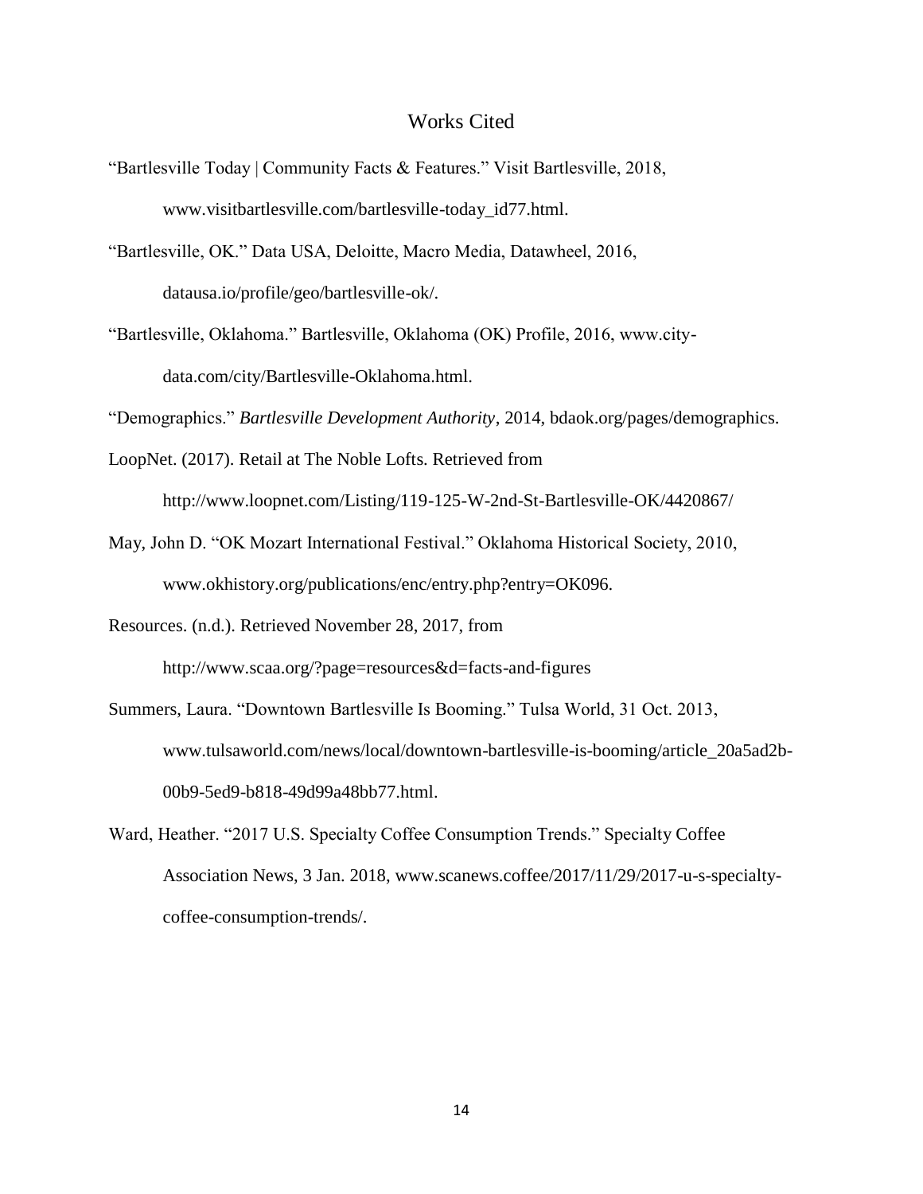# Works Cited

"Bartlesville Today | Community Facts & Features." Visit Bartlesville, 2018, www.visitbartlesville.com/bartlesville-today_id77.html.

"Bartlesville, OK." Data USA, Deloitte, Macro Media, Datawheel, 2016, datausa.io/profile/geo/bartlesville-ok/.

"Bartlesville, Oklahoma." Bartlesville, Oklahoma (OK) Profile, 2016, www.city-data.com/city/Bartlesville-Oklahoma.html.

"Demographics." *Bartlesville Development Authority*, 2014, bdaok.org/pages/demographics.

LoopNet. (2017). Retail at The Noble Lofts. Retrieved from http://www.loopnet.com/Listing/119-125-W-2nd-St-Bartlesville-OK/4420867/

May, John D. "OK Mozart International Festival." Oklahoma Historical Society, 2010, www.okhistory.org/publications/enc/entry.php?entry=OK096.

Resources. (n.d.). Retrieved November 28, 2017, from http://www.scaa.org/?page=resources&d=facts-and-figures

Summers, Laura. "Downtown Bartlesville Is Booming." Tulsa World, 31 Oct. 2013, www.tulsaworld.com/news/local/downtown-bartlesville-is-booming/article_20a5ad2b-00b9-5ed9-b818-49d99a48bb77.html.

Ward, Heather. "2017 U.S. Specialty Coffee Consumption Trends." Specialty Coffee Association News, 3 Jan. 2018, www.scanews.coffee/2017/11/29/2017-u-s-specialty-coffee-consumption-trends/.